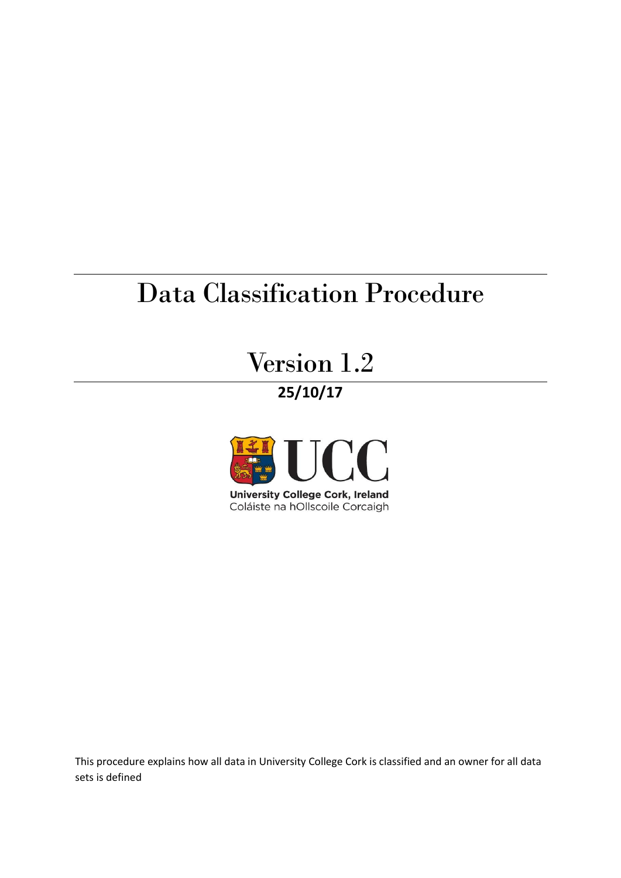# Data Classification Procedure

## Version 1.2

**25/10/17**

University College Cork, Ireland
Coláiste na hOllscoile Corcaigh

This procedure explains how all data in University College Cork is classified and an owner for all data sets is defined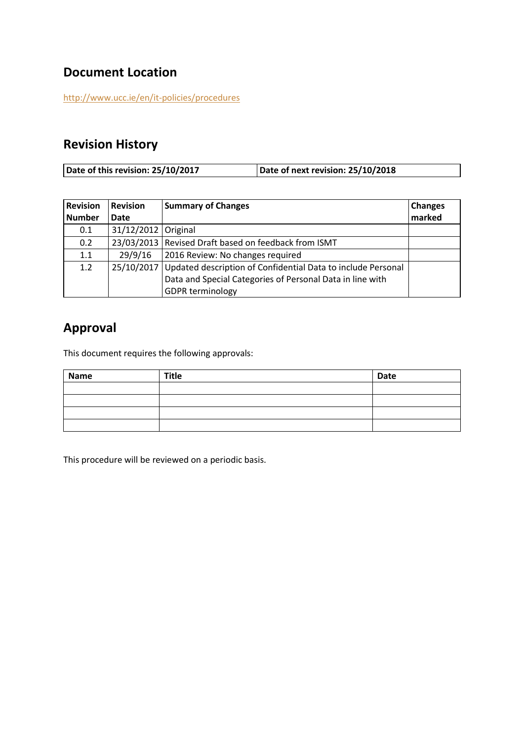## Document Location

http://www.ucc.ie/en/it-policies/procedures

## Revision History

| Date of this revision: 25/10/2017 | Date of next revision: 25/10/2018 |
|---|---|

| Revision Number | Revision Date | Summary of Changes | Changes marked |
|---|---|---|---|
| 0.1 | 31/12/2012 | Original | |
| 0.2 | 23/03/2013 | Revised Draft based on feedback from ISMT | |
| 1.1 | 29/9/16 | 2016 Review: No changes required | |
| 1.2 | 25/10/2017 | Updated description of Confidential Data to include Personal Data and Special Categories of Personal Data in line with GDPR terminology | |

## Approval

This document requires the following approvals:

| Name | Title | Date |
|---|---|---|
| | | |
| | | |
| | | |
| | | |

This procedure will be reviewed on a periodic basis.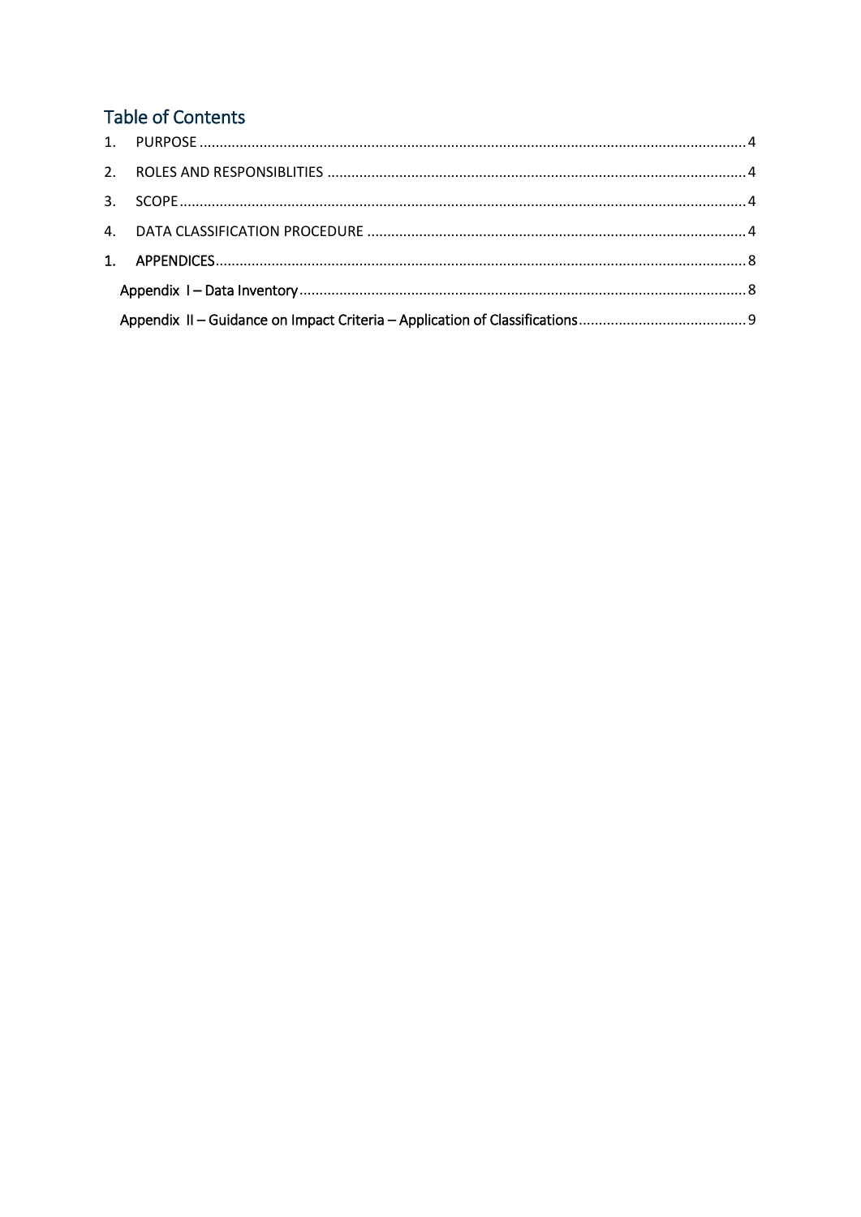## Table of Contents

1. PURPOSE ........................................................................................................................................ 4
2. ROLES AND RESPONSIBLITIES ........................................................................................................ 4
3. SCOPE ............................................................................................................................................ 4
4. DATA CLASSIFICATION PROCEDURE .............................................................................................. 4
1. APPENDICES .................................................................................................................................... 8
   - Appendix I – Data Inventory ............................................................................................................... 8
   - Appendix II – Guidance on Impact Criteria – Application of Classifications .......................................... 9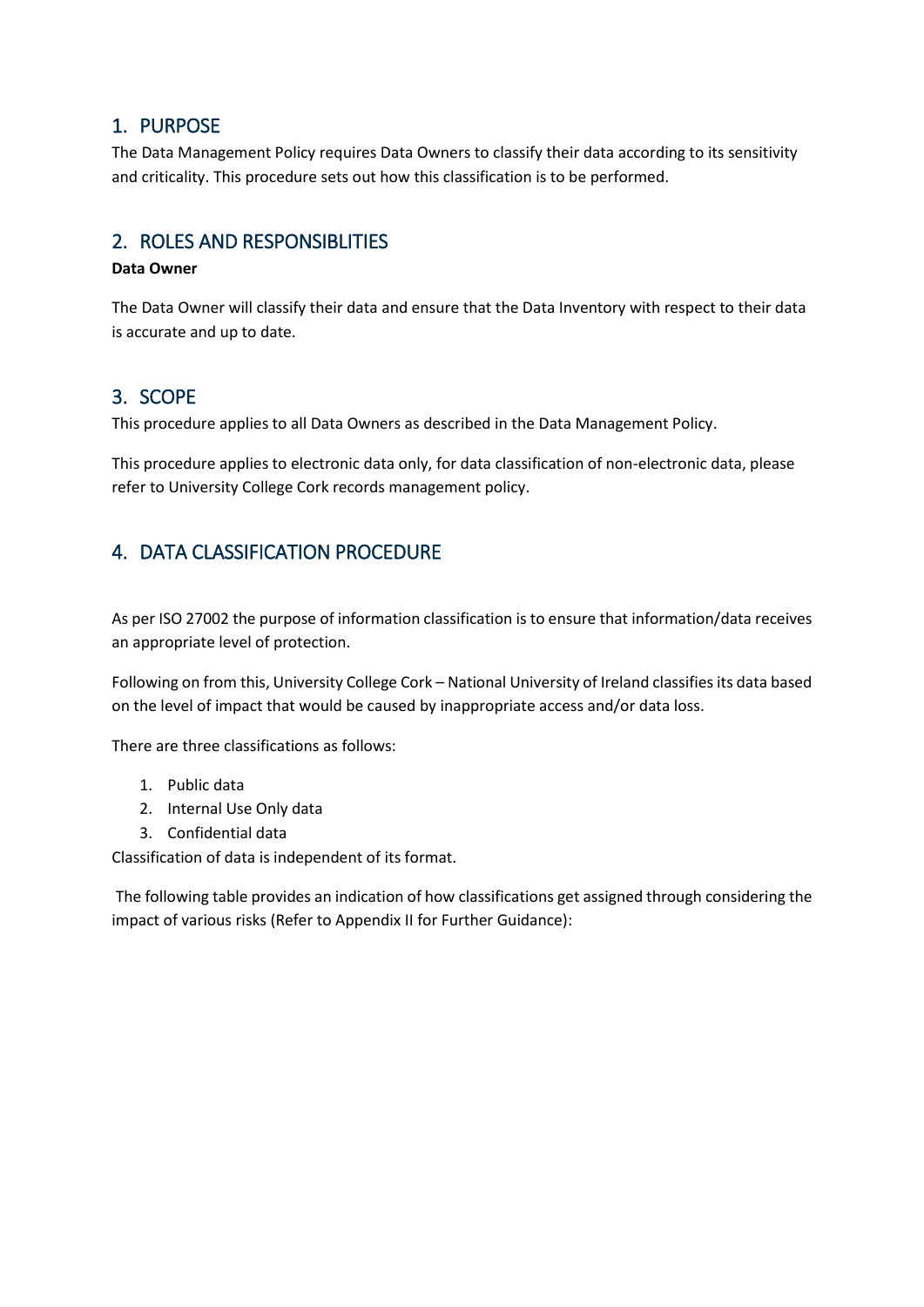## 1. PURPOSE

The Data Management Policy requires Data Owners to classify their data according to its sensitivity and criticality. This procedure sets out how this classification is to be performed.

## 2. ROLES AND RESPONSIBLITIES

**Data Owner**

The Data Owner will classify their data and ensure that the Data Inventory with respect to their data is accurate and up to date.

## 3. SCOPE

This procedure applies to all Data Owners as described in the Data Management Policy.

This procedure applies to electronic data only, for data classification of non-electronic data, please refer to University College Cork records management policy.

## 4. DATA CLASSIFICATION PROCEDURE

As per ISO 27002 the purpose of information classification is to ensure that information/data receives an appropriate level of protection.

Following on from this, University College Cork – National University of Ireland classifies its data based on the level of impact that would be caused by inappropriate access and/or data loss.

There are three classifications as follows:

1. Public data
2. Internal Use Only data
3. Confidential data

Classification of data is independent of its format.

The following table provides an indication of how classifications get assigned through considering the impact of various risks (Refer to Appendix II for Further Guidance):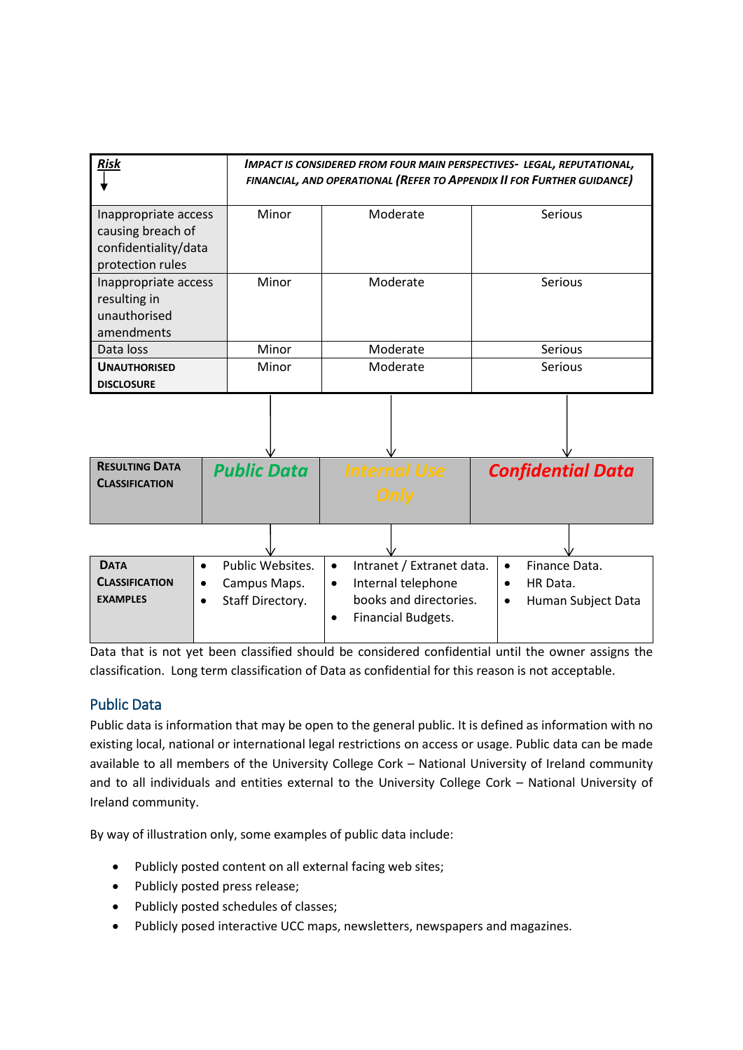| ***Risk*** ↓ | ***Impact is considered from four main perspectives- legal, reputational, financial, and operational (Refer to Appendix II for further guidance)*** | | |
|---|---|---|---|
| Inappropriate access causing breach of confidentiality/data protection rules | Minor | Moderate | Serious |
| Inappropriate access resulting in unauthorised amendments | Minor | Moderate | Serious |
| Data loss | Minor | Moderate | Serious |
| **Unauthorised disclosure** | Minor | Moderate | Serious |

| **Resulting Data Classification** | ***Public Data*** | ***Internal Use Only*** | ***Confidential Data*** |
|---|---|---|---|

| **Data Classification Examples** | • Public Websites.<br>• Campus Maps.<br>• Staff Directory. | • Intranet / Extranet data.<br>• Internal telephone books and directories.<br>• Financial Budgets. | • Finance Data.<br>• HR Data.<br>• Human Subject Data |
|---|---|---|---|

Data that is not yet been classified should be considered confidential until the owner assigns the classification. Long term classification of Data as confidential for this reason is not acceptable.

## Public Data

Public data is information that may be open to the general public. It is defined as information with no existing local, national or international legal restrictions on access or usage. Public data can be made available to all members of the University College Cork – National University of Ireland community and to all individuals and entities external to the University College Cork – National University of Ireland community.

By way of illustration only, some examples of public data include:

- Publicly posted content on all external facing web sites;
- Publicly posted press release;
- Publicly posted schedules of classes;
- Publicly posed interactive UCC maps, newsletters, newspapers and magazines.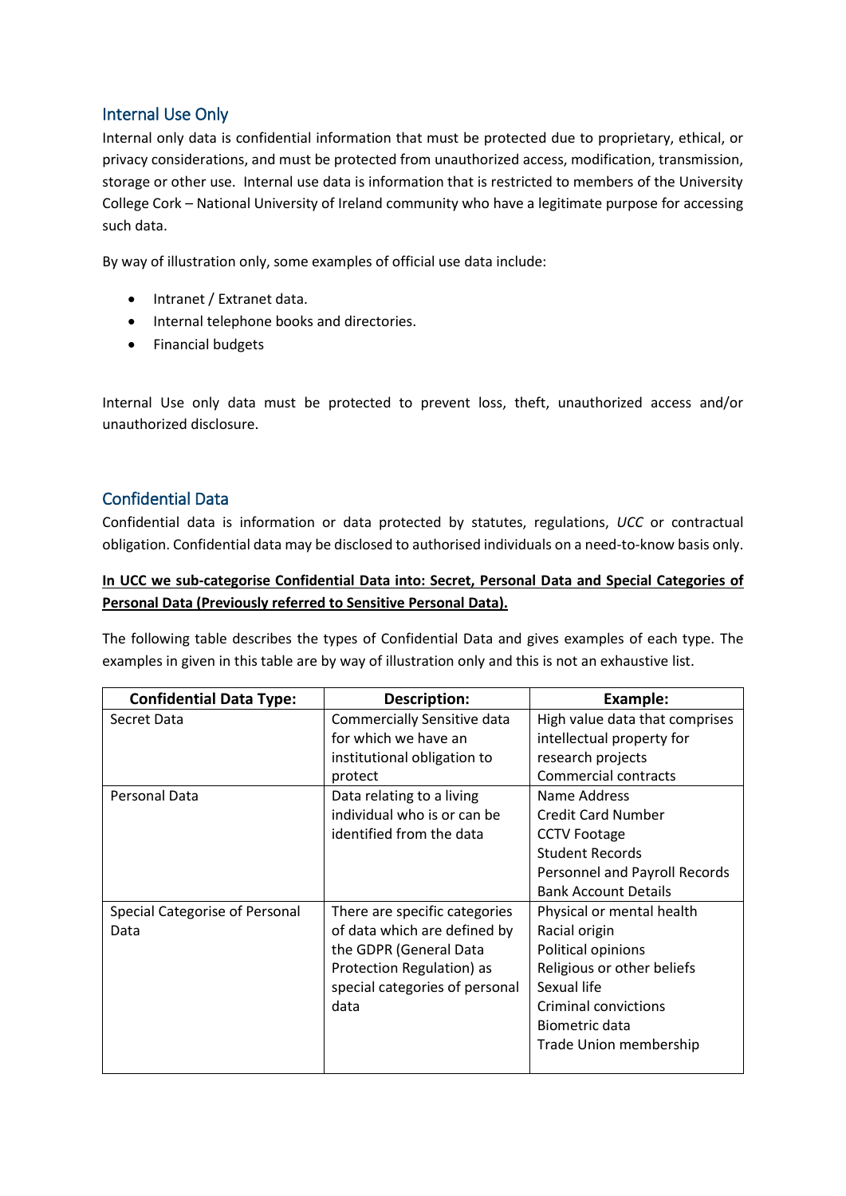## Internal Use Only

Internal only data is confidential information that must be protected due to proprietary, ethical, or privacy considerations, and must be protected from unauthorized access, modification, transmission, storage or other use. Internal use data is information that is restricted to members of the University College Cork – National University of Ireland community who have a legitimate purpose for accessing such data.

By way of illustration only, some examples of official use data include:

- Intranet / Extranet data.
- Internal telephone books and directories.
- Financial budgets

Internal Use only data must be protected to prevent loss, theft, unauthorized access and/or unauthorized disclosure.

## Confidential Data

Confidential data is information or data protected by statutes, regulations, *UCC* or contractual obligation. Confidential data may be disclosed to authorised individuals on a need-to-know basis only.

**In UCC we sub-categorise Confidential Data into: Secret, Personal Data and Special Categories of Personal Data (Previously referred to Sensitive Personal Data).**

The following table describes the types of Confidential Data and gives examples of each type. The examples in given in this table are by way of illustration only and this is not an exhaustive list.

| Confidential Data Type: | Description: | Example: |
|---|---|---|
| Secret Data | Commercially Sensitive data for which we have an institutional obligation to protect | High value data that comprises intellectual property for research projects<br>Commercial contracts |
| Personal Data | Data relating to a living individual who is or can be identified from the data | Name Address<br>Credit Card Number<br>CCTV Footage<br>Student Records<br>Personnel and Payroll Records<br>Bank Account Details |
| Special Categorise of Personal Data | There are specific categories of data which are defined by the GDPR (General Data Protection Regulation) as special categories of personal data | Physical or mental health<br>Racial origin<br>Political opinions<br>Religious or other beliefs<br>Sexual life<br>Criminal convictions<br>Biometric data<br>Trade Union membership |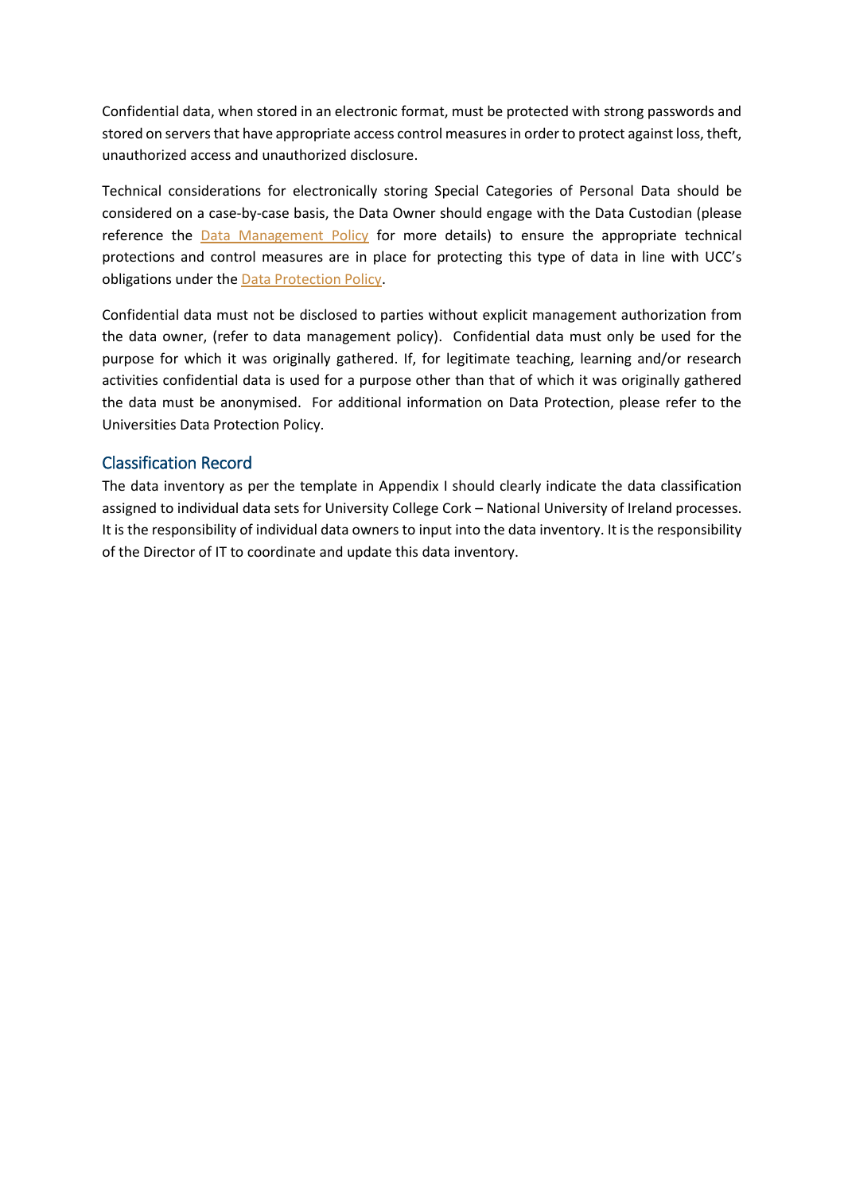Confidential data, when stored in an electronic format, must be protected with strong passwords and stored on servers that have appropriate access control measures in order to protect against loss, theft, unauthorized access and unauthorized disclosure.

Technical considerations for electronically storing Special Categories of Personal Data should be considered on a case-by-case basis, the Data Owner should engage with the Data Custodian (please reference the Data Management Policy for more details) to ensure the appropriate technical protections and control measures are in place for protecting this type of data in line with UCC's obligations under the Data Protection Policy.

Confidential data must not be disclosed to parties without explicit management authorization from the data owner, (refer to data management policy). Confidential data must only be used for the purpose for which it was originally gathered. If, for legitimate teaching, learning and/or research activities confidential data is used for a purpose other than that of which it was originally gathered the data must be anonymised. For additional information on Data Protection, please refer to the Universities Data Protection Policy.

## Classification Record

The data inventory as per the template in Appendix I should clearly indicate the data classification assigned to individual data sets for University College Cork – National University of Ireland processes. It is the responsibility of individual data owners to input into the data inventory. It is the responsibility of the Director of IT to coordinate and update this data inventory.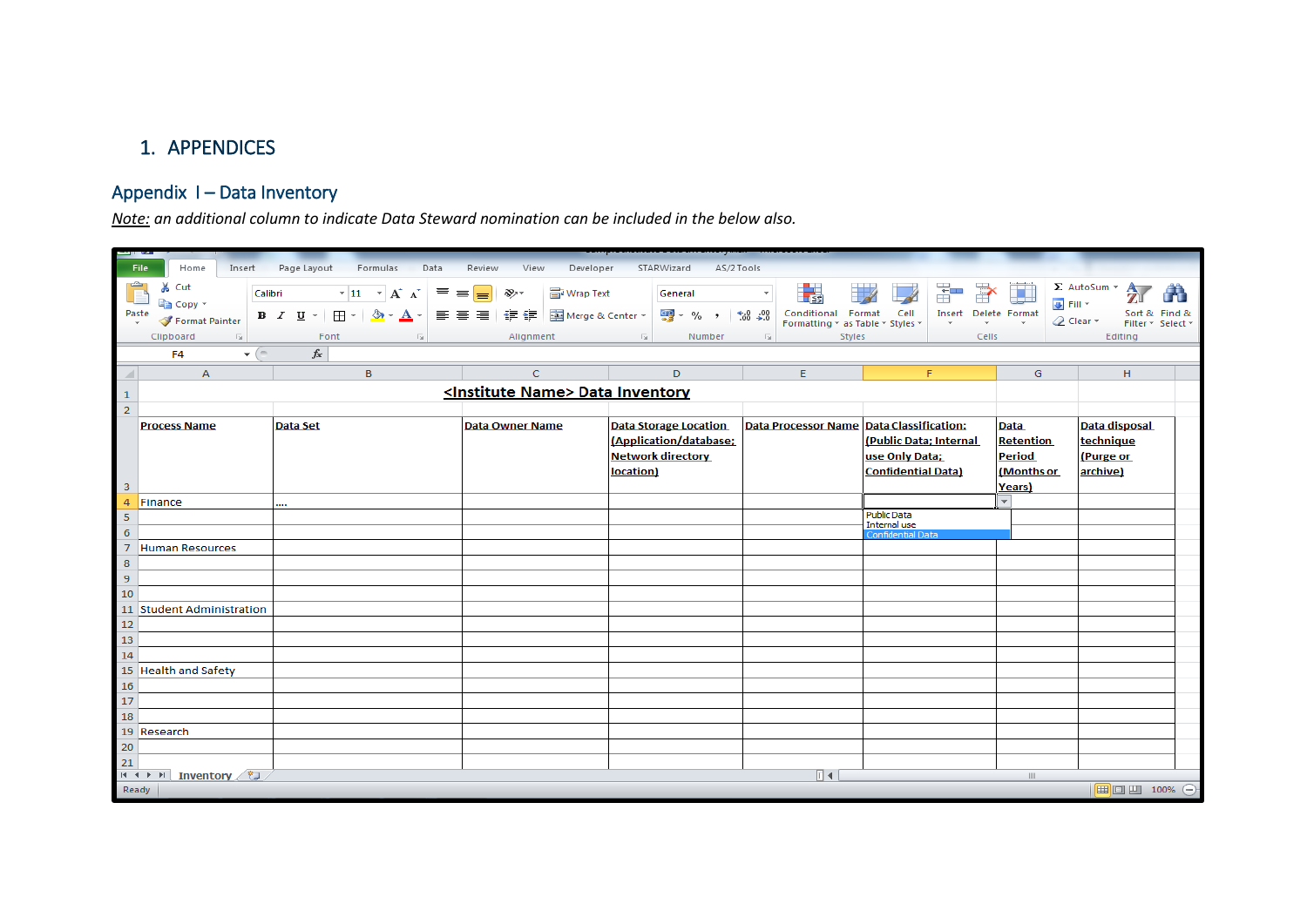# 1. APPENDICES

## Appendix I – Data Inventory

*Note: an additional column to indicate Data Steward nomination can be included in the below also.*

**<Institute Name> Data Inventory**

| Process Name | Data Set | Data Owner Name | Data Storage Location (Application/database; Network directory location) | Data Processor Name | Data Classification: (Public Data; Internal use Only Data; Confidential Data) | Data Retention Period (Months or Years) | Data disposal technique (Purge or archive) |
|---|---|---|---|---|---|---|---|
| Finance | .... | | | | | | |
| | | | | | Public Data<br>Internal use<br>Confidential Data | | |
| | | | | | | | |
| Human Resources | | | | | | | |
| | | | | | | | |
| | | | | | | | |
| | | | | | | | |
| Student Administration | | | | | | | |
| | | | | | | | |
| | | | | | | | |
| | | | | | | | |
| Health and Safety | | | | | | | |
| | | | | | | | |
| | | | | | | | |
| | | | | | | | |
| Research | | | | | | | |
| | | | | | | | |
| | | | | | | | |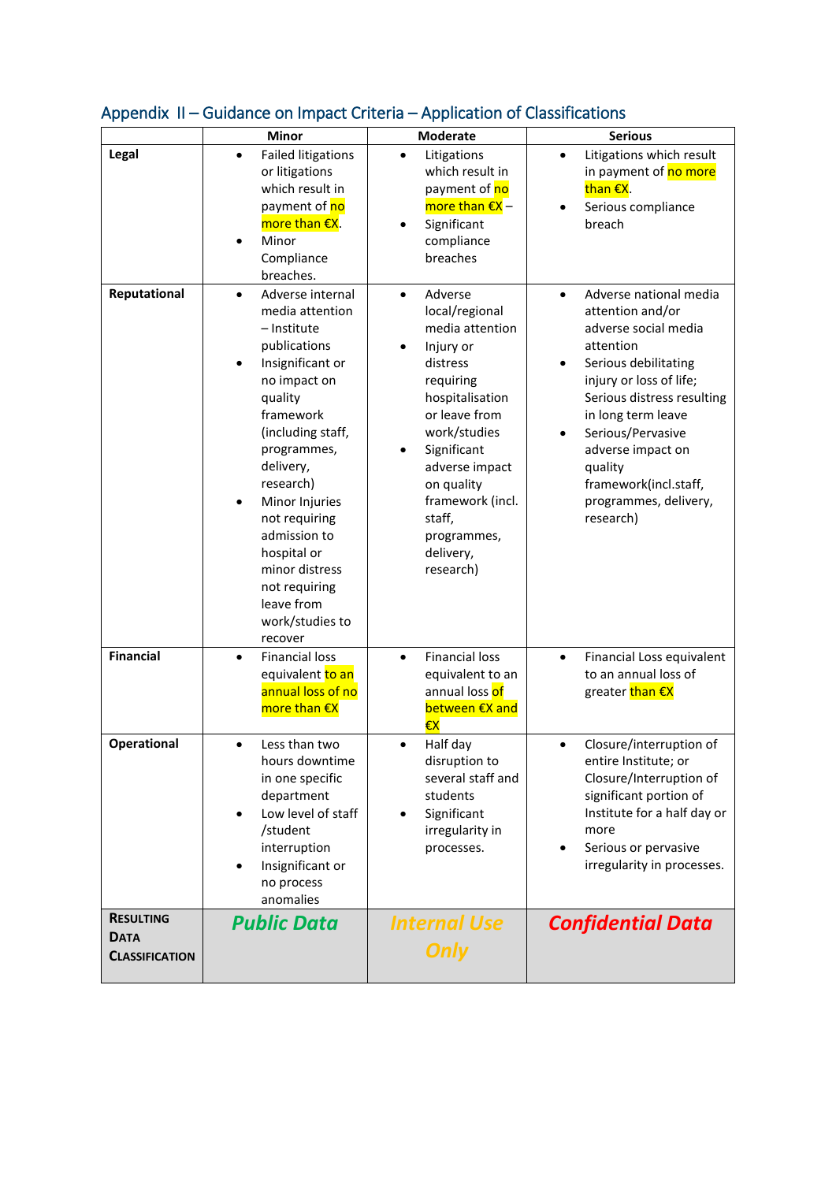## Appendix II – Guidance on Impact Criteria – Application of Classifications

| | Minor | Moderate | Serious |
|---|---|---|---|
| **Legal** | • Failed litigations or litigations which result in payment of no more than €X.<br>• Minor Compliance breaches. | • Litigations which result in payment of no more than €X –<br>• Significant compliance breaches | • Litigations which result in payment of no more than €X.<br>• Serious compliance breach |
| **Reputational** | • Adverse internal media attention – Institute publications<br>• Insignificant or no impact on quality framework (including staff, programmes, delivery, research)<br>• Minor Injuries not requiring admission to hospital or minor distress not requiring leave from work/studies to recover | • Adverse local/regional media attention<br>• Injury or distress requiring hospitalisation or leave from work/studies<br>• Significant adverse impact on quality framework (incl. staff, programmes, delivery, research) | • Adverse national media attention and/or adverse social media attention<br>• Serious debilitating injury or loss of life; Serious distress resulting in long term leave<br>• Serious/Pervasive adverse impact on quality framework(incl.staff, programmes, delivery, research) |
| **Financial** | • Financial loss equivalent to an annual loss of no more than €X | • Financial loss equivalent to an annual loss of between €X and €X | • Financial Loss equivalent to an annual loss of greater than €X |
| **Operational** | • Less than two hours downtime in one specific department<br>• Low level of staff /student interruption<br>• Insignificant or no process anomalies | • Half day disruption to several staff and students<br>• Significant irregularity in processes. | • Closure/interruption of entire Institute; or Closure/Interruption of significant portion of Institute for a half day or more<br>• Serious or pervasive irregularity in processes. |
| **Resulting Data Classification** | ***Public Data*** | ***Internal Use Only*** | ***Confidential Data*** |